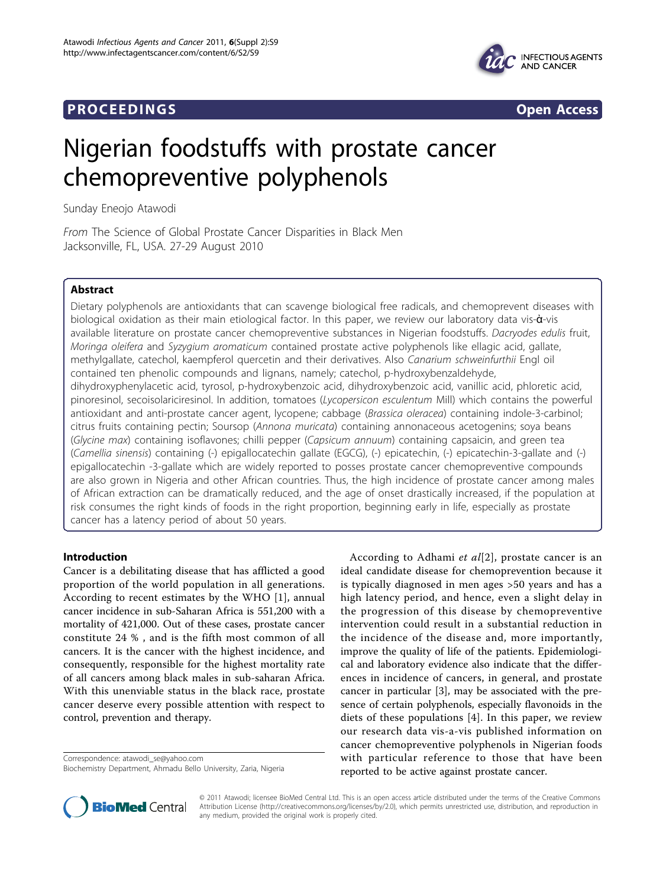PROCEEDINGS **Open Access**

# Nigerian foodstuffs with prostate cancer chemopreventive polyphenols

Sunday Eneojo Atawodi

*From* The Science of Global Prostate Cancer Disparities in Black Men
Jacksonville, FL, USA. 27-29 August 2010

## Abstract

Dietary polyphenols are antioxidants that can scavenge biological free radicals, and chemoprevent diseases with biological oxidation as their main etiological factor. In this paper, we review our laboratory data vis-ἀ-vis available literature on prostate cancer chemopreventive substances in Nigerian foodstuffs. *Dacryodes edulis* fruit, *Moringa oleifera* and *Syzygium aromaticum* contained prostate active polyphenols like ellagic acid, gallate, methylgallate, catechol, kaempferol quercetin and their derivatives. Also *Canarium schweinfurthii* Engl oil contained ten phenolic compounds and lignans, namely; catechol, p-hydroxybenzaldehyde, dihydroxyphenylacetic acid, tyrosol, p-hydroxybenzoic acid, dihydroxybenzoic acid, vanillic acid, phloretic acid, pinoresinol, secoisolariciresinol. In addition, tomatoes (*Lycopersicon esculentum* Mill) which contains the powerful antioxidant and anti-prostate cancer agent, lycopene; cabbage (*Brassica oleracea*) containing indole-3-carbinol; citrus fruits containing pectin; Soursop (*Annona muricata*) containing annonaceous acetogenins; soya beans (*Glycine max*) containing isoflavones; chilli pepper (*Capsicum annuum*) containing capsaicin, and green tea (*Camellia sinensis*) containing (-) epigallocatechin gallate (EGCG), (-) epicatechin, (-) epicatechin-3-gallate and (-) epigallocatechin -3-gallate which are widely reported to posses prostate cancer chemopreventive compounds are also grown in Nigeria and other African countries. Thus, the high incidence of prostate cancer among males of African extraction can be dramatically reduced, and the age of onset drastically increased, if the population at risk consumes the right kinds of foods in the right proportion, beginning early in life, especially as prostate cancer has a latency period of about 50 years.

## Introduction

Cancer is a debilitating disease that has afflicted a good proportion of the world population in all generations. According to recent estimates by the WHO [1], annual cancer incidence in sub-Saharan Africa is 551,200 with a mortality of 421,000. Out of these cases, prostate cancer constitute 24 % , and is the fifth most common of all cancers. It is the cancer with the highest incidence, and consequently, responsible for the highest mortality rate of all cancers among black males in sub-saharan Africa. With this unenviable status in the black race, prostate cancer deserve every possible attention with respect to control, prevention and therapy.

According to Adhami *et al*[2], prostate cancer is an ideal candidate disease for chemoprevention because it is typically diagnosed in men ages >50 years and has a high latency period, and hence, even a slight delay in the progression of this disease by chemopreventive intervention could result in a substantial reduction in the incidence of the disease and, more importantly, improve the quality of life of the patients. Epidemiological and laboratory evidence also indicate that the differences in incidence of cancers, in general, and prostate cancer in particular [3], may be associated with the presence of certain polyphenols, especially flavonoids in the diets of these populations [4]. In this paper, we review our research data vis-a-vis published information on cancer chemopreventive polyphenols in Nigerian foods with particular reference to those that have been reported to be active against prostate cancer.

Correspondence: atawodi_se@yahoo.com
Biochemistry Department, Ahmadu Bello University, Zaria, Nigeria

© 2011 Atawodi; licensee BioMed Central Ltd. This is an open access article distributed under the terms of the Creative Commons Attribution License (http://creativecommons.org/licenses/by/2.0), which permits unrestricted use, distribution, and reproduction in any medium, provided the original work is properly cited.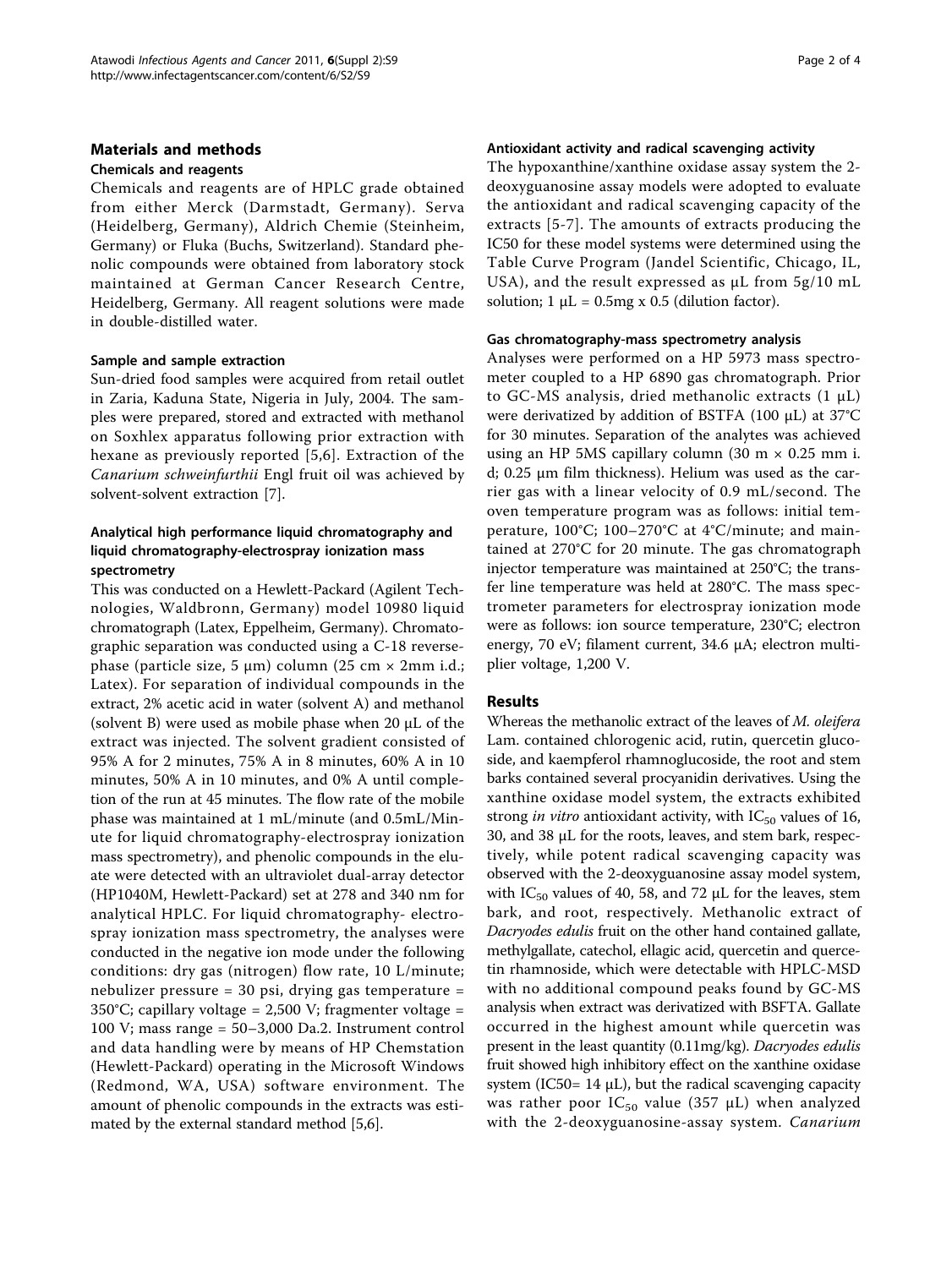## Materials and methods

### Chemicals and reagents

Chemicals and reagents are of HPLC grade obtained from either Merck (Darmstadt, Germany). Serva (Heidelberg, Germany), Aldrich Chemie (Steinheim, Germany) or Fluka (Buchs, Switzerland). Standard phenolic compounds were obtained from laboratory stock maintained at German Cancer Research Centre, Heidelberg, Germany. All reagent solutions were made in double-distilled water.

### Sample and sample extraction

Sun-dried food samples were acquired from retail outlet in Zaria, Kaduna State, Nigeria in July, 2004. The samples were prepared, stored and extracted with methanol on Soxhlex apparatus following prior extraction with hexane as previously reported [5,6]. Extraction of the *Canarium schweinfurthii* Engl fruit oil was achieved by solvent-solvent extraction [7].

### Analytical high performance liquid chromatography and liquid chromatography-electrospray ionization mass spectrometry

This was conducted on a Hewlett-Packard (Agilent Technologies, Waldbronn, Germany) model 10980 liquid chromatograph (Latex, Eppelheim, Germany). Chromatographic separation was conducted using a C-18 reverse-phase (particle size, 5 μm) column (25 cm × 2mm i.d.; Latex). For separation of individual compounds in the extract, 2% acetic acid in water (solvent A) and methanol (solvent B) were used as mobile phase when 20 μL of the extract was injected. The solvent gradient consisted of 95% A for 2 minutes, 75% A in 8 minutes, 60% A in 10 minutes, 50% A in 10 minutes, and 0% A until completion of the run at 45 minutes. The flow rate of the mobile phase was maintained at 1 mL/minute (and 0.5mL/Minute for liquid chromatography-electrospray ionization mass spectrometry), and phenolic compounds in the eluate were detected with an ultraviolet dual-array detector (HP1040M, Hewlett-Packard) set at 278 and 340 nm for analytical HPLC. For liquid chromatography- electrospray ionization mass spectrometry, the analyses were conducted in the negative ion mode under the following conditions: dry gas (nitrogen) flow rate, 10 L/minute; nebulizer pressure = 30 psi, drying gas temperature = 350°C; capillary voltage = 2,500 V; fragmenter voltage = 100 V; mass range = 50–3,000 Da.2. Instrument control and data handling were by means of HP Chemstation (Hewlett-Packard) operating in the Microsoft Windows (Redmond, WA, USA) software environment. The amount of phenolic compounds in the extracts was estimated by the external standard method [5,6].

### Antioxidant activity and radical scavenging activity

The hypoxanthine/xanthine oxidase assay system the 2-deoxyguanosine assay models were adopted to evaluate the antioxidant and radical scavenging capacity of the extracts [5-7]. The amounts of extracts producing the IC50 for these model systems were determined using the Table Curve Program (Jandel Scientific, Chicago, IL, USA), and the result expressed as μL from 5g/10 mL solution; 1 μL = 0.5mg x 0.5 (dilution factor).

### Gas chromatography-mass spectrometry analysis

Analyses were performed on a HP 5973 mass spectrometer coupled to a HP 6890 gas chromatograph. Prior to GC-MS analysis, dried methanolic extracts (1 μL) were derivatized by addition of BSTFA (100 μL) at 37°C for 30 minutes. Separation of the analytes was achieved using an HP 5MS capillary column (30 m × 0.25 mm i. d; 0.25 μm film thickness). Helium was used as the carrier gas with a linear velocity of 0.9 mL/second. The oven temperature program was as follows: initial temperature, 100°C; 100–270°C at 4°C/minute; and maintained at 270°C for 20 minute. The gas chromatograph injector temperature was maintained at 250°C; the transfer line temperature was held at 280°C. The mass spectrometer parameters for electrospray ionization mode were as follows: ion source temperature, 230°C; electron energy, 70 eV; filament current, 34.6 μA; electron multiplier voltage, 1,200 V.

## Results

Whereas the methanolic extract of the leaves of *M. oleifera* Lam. contained chlorogenic acid, rutin, quercetin glucoside, and kaempferol rhamnoglucoside, the root and stem barks contained several procyanidin derivatives. Using the xanthine oxidase model system, the extracts exhibited strong *in vitro* antioxidant activity, with $IC_{50}$ values of 16, 30, and 38 μL for the roots, leaves, and stem bark, respectively, while potent radical scavenging capacity was observed with the 2-deoxyguanosine assay model system, with $IC_{50}$ values of 40, 58, and 72 μL for the leaves, stem bark, and root, respectively. Methanolic extract of *Dacryodes edulis* fruit on the other hand contained gallate, methylgallate, catechol, ellagic acid, quercetin and quercetin rhamnoside, which were detectable with HPLC-MSD with no additional compound peaks found by GC-MS analysis when extract was derivatized with BSFTA. Gallate occurred in the highest amount while quercetin was present in the least quantity (0.11mg/kg). *Dacryodes edulis* fruit showed high inhibitory effect on the xanthine oxidase system (IC50= 14 μL), but the radical scavenging capacity was rather poor $IC_{50}$ value (357 μL) when analyzed with the 2-deoxyguanosine-assay system. *Canarium*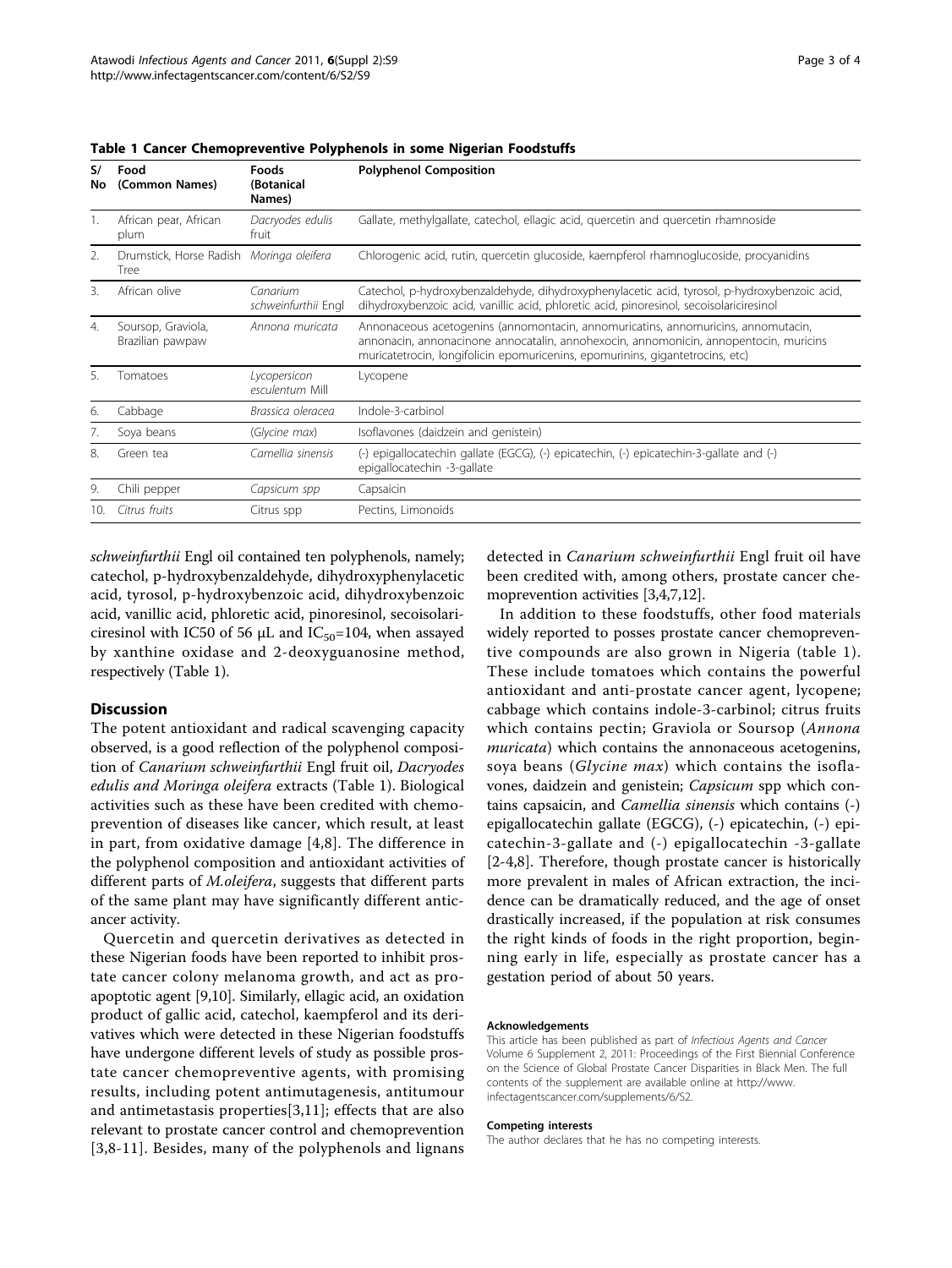**Table 1 Cancer Chemopreventive Polyphenols in some Nigerian Foodstuffs**

| S/ No | Food (Common Names) | Foods (Botanical Names) | Polyphenol Composition |
|---|---|---|---|
| 1. | African pear, African plum | *Dacryodes edulis* fruit | Gallate, methylgallate, catechol, ellagic acid, quercetin and quercetin rhamnoside |
| 2. | Drumstick, Horse Radish Tree | *Moringa oleifera* | Chlorogenic acid, rutin, quercetin glucoside, kaempferol rhamnoglucoside, procyanidins |
| 3. | African olive | *Canarium schweinfurthii* Engl | Catechol, p-hydroxybenzaldehyde, dihydroxyphenylacetic acid, tyrosol, p-hydroxybenzoic acid, dihydroxybenzoic acid, vanillic acid, phloretic acid, pinoresinol, secoisolariciresinol |
| 4. | Soursop, Graviola, Brazilian pawpaw | *Annona muricata* | Annonaceous acetogenins (annomontacin, annomuricatins, annomuricins, annomutacin, annonacin, annonacinone annocatalin, annohexocin, annomonicin, annopentocin, muricins muricatetrocin, longifolicin epomuricenins, epomurinins, gigantetrocins, etc) |
| 5. | Tomatoes | *Lycopersicon esculentum* Mill | Lycopene |
| 6. | Cabbage | *Brassica oleracea* | Indole-3-carbinol |
| 7. | Soya beans | (*Glycine max*) | Isoflavones (daidzein and genistein) |
| 8. | Green tea | *Camellia sinensis* | (-) epigallocatechin gallate (EGCG), (-) epicatechin, (-) epicatechin-3-gallate and (-) epigallocatechin -3-gallate |
| 9. | Chili pepper | *Capsicum spp* | Capsaicin |
| 10. | *Citrus fruits* | Citrus spp | Pectins, Limonoids |

*schweinfurthii* Engl oil contained ten polyphenols, namely; catechol, p-hydroxybenzaldehyde, dihydroxyphenylacetic acid, tyrosol, p-hydroxybenzoic acid, dihydroxybenzoic acid, vanillic acid, phloretic acid, pinoresinol, secoisolariciresinol with IC50 of 56 μL and $IC_{50}$=104, when assayed by xanthine oxidase and 2-deoxyguanosine method, respectively (Table 1).

## Discussion

The potent antioxidant and radical scavenging capacity observed, is a good reflection of the polyphenol composition of *Canarium schweinfurthii* Engl fruit oil, *Dacryodes edulis and Moringa oleifera* extracts (Table 1). Biological activities such as these have been credited with chemoprevention of diseases like cancer, which result, at least in part, from oxidative damage [4,8]. The difference in the polyphenol composition and antioxidant activities of different parts of *M.oleifera*, suggests that different parts of the same plant may have significantly different anticancer activity.

Quercetin and quercetin derivatives as detected in these Nigerian foods have been reported to inhibit prostate cancer colony melanoma growth, and act as pro-apoptotic agent [9,10]. Similarly, ellagic acid, an oxidation product of gallic acid, catechol, kaempferol and its derivatives which were detected in these Nigerian foodstuffs have undergone different levels of study as possible prostate cancer chemopreventive agents, with promising results, including potent antimutagenesis, antitumour and antimetastasis properties[3,11]; effects that are also relevant to prostate cancer control and chemoprevention [3,8-11]. Besides, many of the polyphenols and lignans detected in *Canarium schweinfurthii* Engl fruit oil have been credited with, among others, prostate cancer chemoprevention activities [3,4,7,12].

In addition to these foodstuffs, other food materials widely reported to posses prostate cancer chemopreventive compounds are also grown in Nigeria (table 1). These include tomatoes which contains the powerful antioxidant and anti-prostate cancer agent, lycopene; cabbage which contains indole-3-carbinol; citrus fruits which contains pectin; Graviola or Soursop (*Annona muricata*) which contains the annonaceous acetogenins, soya beans (*Glycine max*) which contains the isoflavones, daidzein and genistein; *Capsicum* spp which contains capsaicin, and *Camellia sinensis* which contains (-) epigallocatechin gallate (EGCG), (-) epicatechin, (-) epicatechin-3-gallate and (-) epigallocatechin -3-gallate [2-4,8]. Therefore, though prostate cancer is historically more prevalent in males of African extraction, the incidence can be dramatically reduced, and the age of onset drastically increased, if the population at risk consumes the right kinds of foods in the right proportion, beginning early in life, especially as prostate cancer has a gestation period of about 50 years.

#### Acknowledgements

This article has been published as part of *Infectious Agents and Cancer* Volume 6 Supplement 2, 2011: Proceedings of the First Biennial Conference on the Science of Global Prostate Cancer Disparities in Black Men. The full contents of the supplement are available online at http://www.infectagentscancer.com/supplements/6/S2.

#### Competing interests

The author declares that he has no competing interests.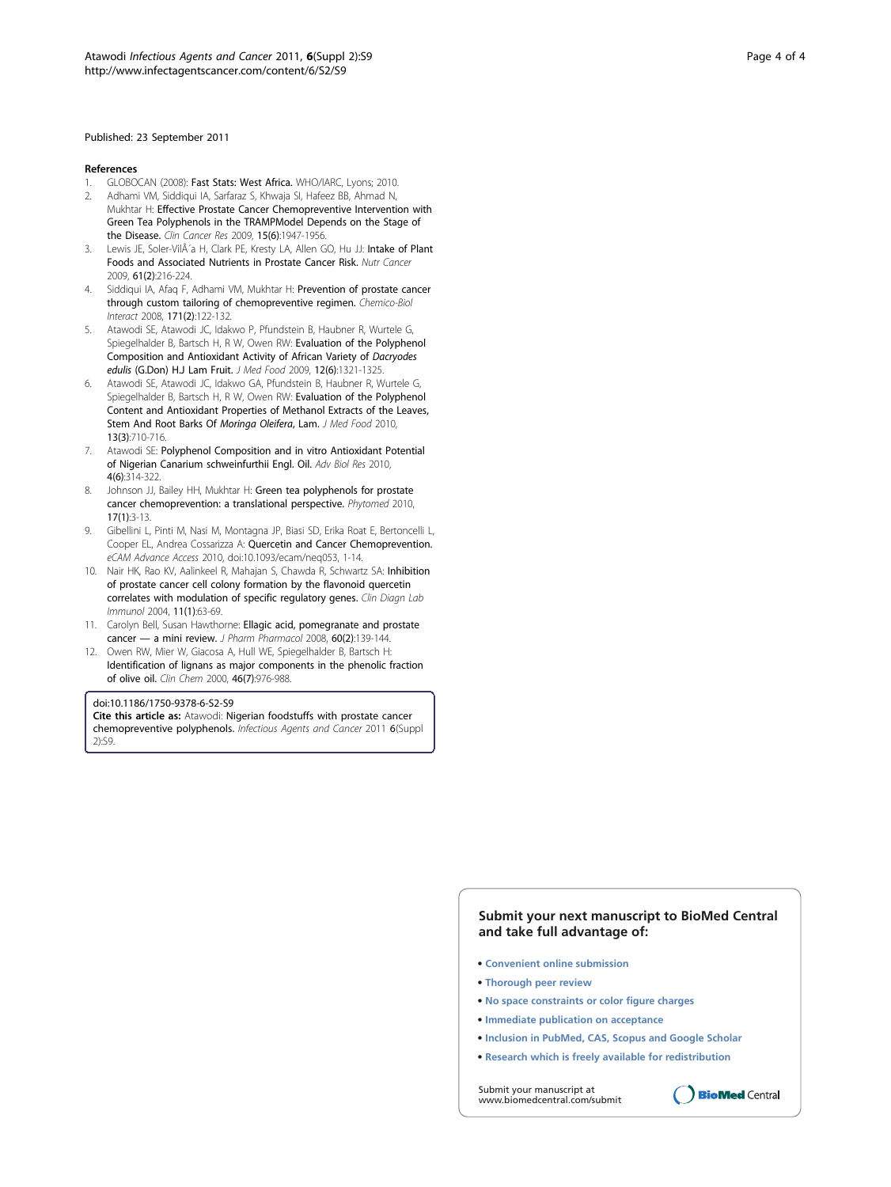Published: 23 September 2011

## References

1. GLOBOCAN (2008): **Fast Stats: West Africa.** WHO/IARC, Lyons; 2010.
2. Adhami VM, Siddiqui IA, Sarfaraz S, Khwaja SI, Hafeez BB, Ahmad N, Mukhtar H: **Effective Prostate Cancer Chemopreventive Intervention with Green Tea Polyphenols in the TRAMPModel Depends on the Stage of the Disease.** *Clin Cancer Res* 2009, **15(6)**:1947-1956.
3. Lewis JE, Soler-VilÂ´a H, Clark PE, Kresty LA, Allen GO, Hu JJ: **Intake of Plant Foods and Associated Nutrients in Prostate Cancer Risk.** *Nutr Cancer* 2009, **61(2)**:216-224.
4. Siddiqui IA, Afaq F, Adhami VM, Mukhtar H: **Prevention of prostate cancer through custom tailoring of chemopreventive regimen.** *Chemico-Biol Interact* 2008, **171(2)**:122-132.
5. Atawodi SE, Atawodi JC, Idakwo P, Pfundstein B, Haubner R, Wurtele G, Spiegelhalder B, Bartsch H, R W, Owen RW: **Evaluation of the Polyphenol Composition and Antioxidant Activity of African Variety of *Dacryodes edulis* (G.Don) H.J Lam Fruit.** *J Med Food* 2009, **12(6)**:1321-1325.
6. Atawodi SE, Atawodi JC, Idakwo GA, Pfundstein B, Haubner R, Wurtele G, Spiegelhalder B, Bartsch H, R W, Owen RW: **Evaluation of the Polyphenol Content and Antioxidant Properties of Methanol Extracts of the Leaves, Stem And Root Barks Of *Moringa Oleifera*, Lam.** *J Med Food* 2010, **13(3)**:710-716.
7. Atawodi SE: **Polyphenol Composition and in vitro Antioxidant Potential of Nigerian Canarium schweinfurthii Engl. Oil.** *Adv Biol Res* 2010, **4(6)**:314-322.
8. Johnson JJ, Bailey HH, Mukhtar H: **Green tea polyphenols for prostate cancer chemoprevention: a translational perspective.** *Phytomed* 2010, **17(1)**:3-13.
9. Gibellini L, Pinti M, Nasi M, Montagna JP, Biasi SD, Erika Roat E, Bertoncelli L, Cooper EL, Andrea Cossarizza A: **Quercetin and Cancer Chemoprevention.** *eCAM Advance Access* 2010, doi:10.1093/ecam/neq053, 1-14.
10. Nair HK, Rao KV, Aalinkeel R, Mahajan S, Chawda R, Schwartz SA: **Inhibition of prostate cancer cell colony formation by the flavonoid quercetin correlates with modulation of specific regulatory genes.** *Clin Diagn Lab Immunol* 2004, **11(1)**:63-69.
11. Carolyn Bell, Susan Hawthorne: **Ellagic acid, pomegranate and prostate cancer — a mini review.** *J Pharm Pharmacol* 2008, **60(2)**:139-144.
12. Owen RW, Mier W, Giacosa A, Hull WE, Spiegelhalder B, Bartsch H: **Identification of lignans as major components in the phenolic fraction of olive oil.** *Clin Chem* 2000, **46(7)**:976-988.

doi:10.1186/1750-9378-6-S2-S9

**Cite this article as:** Atawodi: Nigerian foodstuffs with prostate cancer chemopreventive polyphenols. *Infectious Agents and Cancer* 2011 **6**(Suppl 2):S9.

**Submit your next manuscript to BioMed Central and take full advantage of:**

- Convenient online submission
- Thorough peer review
- No space constraints or color figure charges
- Immediate publication on acceptance
- Inclusion in PubMed, CAS, Scopus and Google Scholar
- Research which is freely available for redistribution

Submit your manuscript at www.biomedcentral.com/submit

BioMed Central